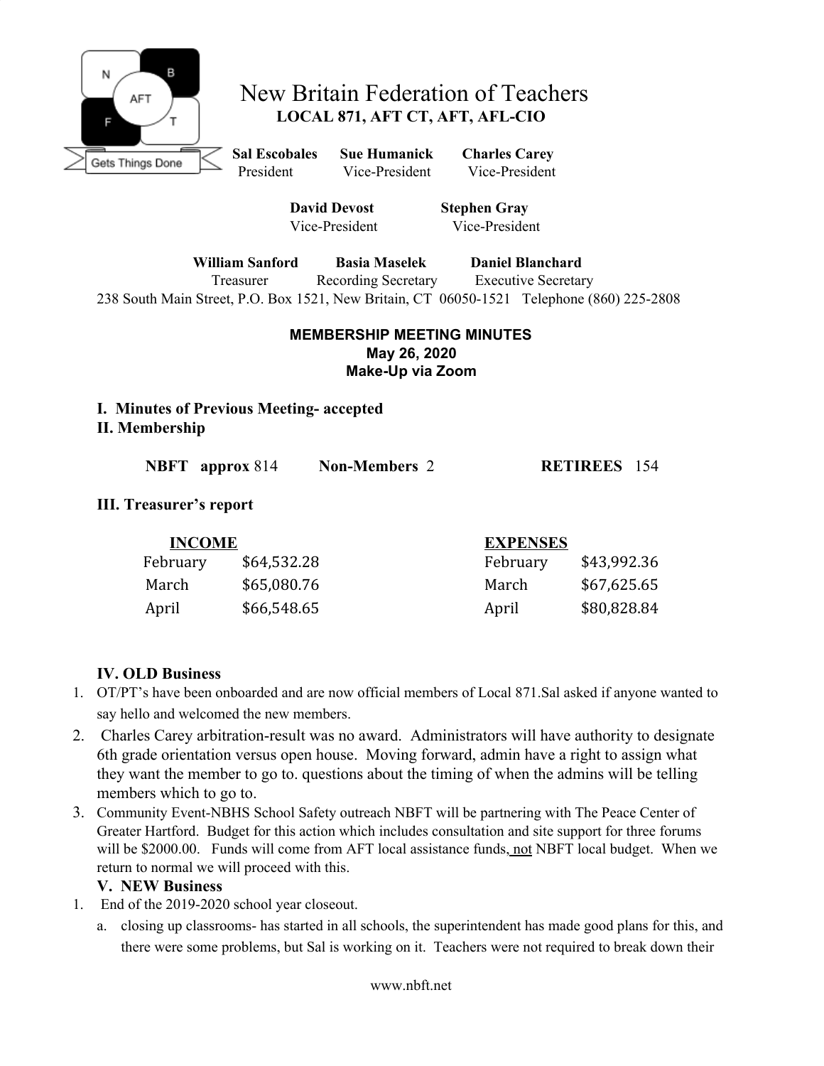# New Britain Federation of Teachers

**LOCAL 871, AFT CT, AFT, AFL-CIO**

**Sal Escobales** President **Sue Humanick** Vice-President **Charles Carey** Vice-President

**David Devost** Vice-President **Stephen Gray** Vice-President

**William Sanford** Treasurer **Basia Maselek** Recording Secretary **Daniel Blanchard** Executive Secretary

238 South Main Street, P.O. Box 1521, New Britain, CT 06050-1521 Telephone (860) 225-2808

## MEMBERSHIP MEETING MINUTES
**May 26, 2020**
**Make-Up via Zoom**

### I. Minutes of Previous Meeting- accepted

### II. Membership

**NBFT approx** 814 **Non-Members** 2 **RETIREES** 154

### III. Treasurer's report

| INCOME | | EXPENSES | |
|---|---|---|---|
| February | $64,532.28 | February | $43,992.36 |
| March | $65,080.76 | March | $67,625.65 |
| April | $66,548.65 | April | $80,828.84 |

### IV. OLD Business

1. OT/PT's have been onboarded and are now official members of Local 871.Sal asked if anyone wanted to say hello and welcomed the new members.
2. Charles Carey arbitration-result was no award. Administrators will have authority to designate 6th grade orientation versus open house. Moving forward, admin have a right to assign what they want the member to go to. questions about the timing of when the admins will be telling members which to go to.
3. Community Event-NBHS School Safety outreach NBFT will be partnering with The Peace Center of Greater Hartford. Budget for this action which includes consultation and site support for three forums will be $2000.00. Funds will come from AFT local assistance funds, not NBFT local budget. When we return to normal we will proceed with this.

### V. NEW Business

1. End of the 2019-2020 school year closeout.
   a. closing up classrooms- has started in all schools, the superintendent has made good plans for this, and there were some problems, but Sal is working on it. Teachers were not required to break down their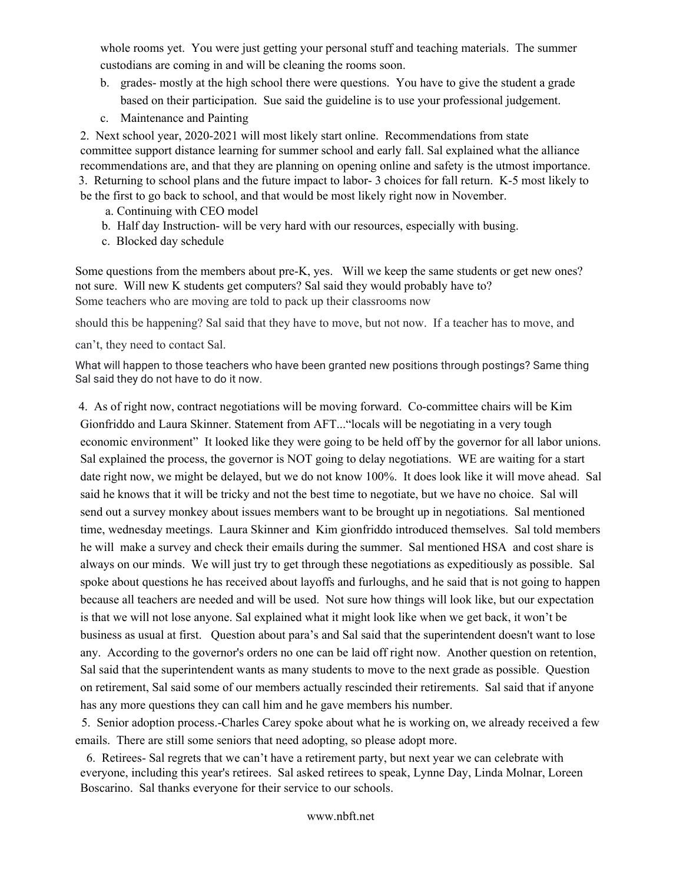whole rooms yet. You were just getting your personal stuff and teaching materials. The summer custodians are coming in and will be cleaning the rooms soon.

b. grades- mostly at the high school there were questions. You have to give the student a grade based on their participation. Sue said the guideline is to use your professional judgement.

c. Maintenance and Painting

2. Next school year, 2020-2021 will most likely start online. Recommendations from state committee support distance learning for summer school and early fall. Sal explained what the alliance recommendations are, and that they are planning on opening online and safety is the utmost importance.

3. Returning to school plans and the future impact to labor- 3 choices for fall return. K-5 most likely to be the first to go back to school, and that would be most likely right now in November.

a. Continuing with CEO model

b. Half day Instruction- will be very hard with our resources, especially with busing.

c. Blocked day schedule

Some questions from the members about pre-K, yes. Will we keep the same students or get new ones? not sure. Will new K students get computers? Sal said they would probably have to? Some teachers who are moving are told to pack up their classrooms now should this be happening? Sal said that they have to move, but not now. If a teacher has to move, and can't, they need to contact Sal.

What will happen to those teachers who have been granted new positions through postings? Same thing Sal said they do not have to do it now.

4. As of right now, contract negotiations will be moving forward. Co-committee chairs will be Kim Gionfriddo and Laura Skinner. Statement from AFT...“locals will be negotiating in a very tough economic environment” It looked like they were going to be held off by the governor for all labor unions. Sal explained the process, the governor is NOT going to delay negotiations. WE are waiting for a start date right now, we might be delayed, but we do not know 100%. It does look like it will move ahead. Sal said he knows that it will be tricky and not the best time to negotiate, but we have no choice. Sal will send out a survey monkey about issues members want to be brought up in negotiations. Sal mentioned time, wednesday meetings. Laura Skinner and Kim gionfriddo introduced themselves. Sal told members he will make a survey and check their emails during the summer. Sal mentioned HSA and cost share is always on our minds. We will just try to get through these negotiations as expeditiously as possible. Sal spoke about questions he has received about layoffs and furloughs, and he said that is not going to happen because all teachers are needed and will be used. Not sure how things will look like, but our expectation is that we will not lose anyone. Sal explained what it might look like when we get back, it won't be business as usual at first. Question about para's and Sal said that the superintendent doesn't want to lose any. According to the governor's orders no one can be laid off right now. Another question on retention, Sal said that the superintendent wants as many students to move to the next grade as possible. Question on retirement, Sal said some of our members actually rescinded their retirements. Sal said that if anyone has any more questions they can call him and he gave members his number.

5. Senior adoption process.-Charles Carey spoke about what he is working on, we already received a few emails. There are still some seniors that need adopting, so please adopt more.

6. Retirees- Sal regrets that we can't have a retirement party, but next year we can celebrate with everyone, including this year's retirees. Sal asked retirees to speak, Lynne Day, Linda Molnar, Loreen Boscarino. Sal thanks everyone for their service to our schools.

www.nbft.net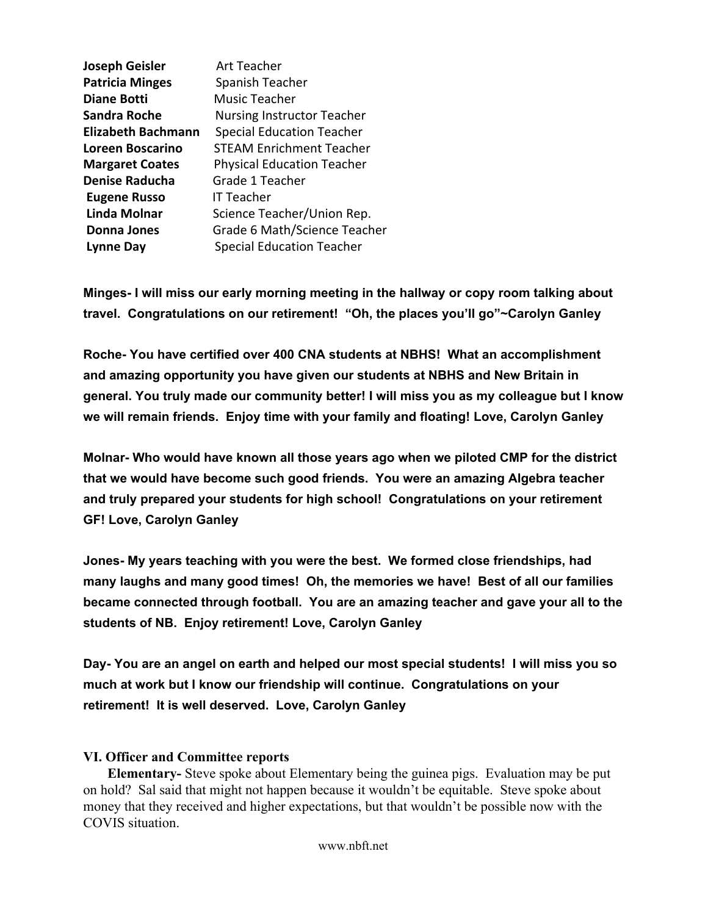| | |
|---|---|
| **Joseph Geisler** | Art Teacher |
| **Patricia Minges** | Spanish Teacher |
| **Diane Botti** | Music Teacher |
| **Sandra Roche** | Nursing Instructor Teacher |
| **Elizabeth Bachmann** | Special Education Teacher |
| **Loreen Boscarino** | STEAM Enrichment Teacher |
| **Margaret Coates** | Physical Education Teacher |
| **Denise Raducha** | Grade 1 Teacher |
| **Eugene Russo** | IT Teacher |
| **Linda Molnar** | Science Teacher/Union Rep. |
| **Donna Jones** | Grade 6 Math/Science Teacher |
| **Lynne Day** | Special Education Teacher |

**Minges- I will miss our early morning meeting in the hallway or copy room talking about travel. Congratulations on our retirement! "Oh, the places you'll go"~Carolyn Ganley**

**Roche- You have certified over 400 CNA students at NBHS! What an accomplishment and amazing opportunity you have given our students at NBHS and New Britain in general. You truly made our community better! I will miss you as my colleague but I know we will remain friends. Enjoy time with your family and floating! Love, Carolyn Ganley**

**Molnar- Who would have known all those years ago when we piloted CMP for the district that we would have become such good friends. You were an amazing Algebra teacher and truly prepared your students for high school! Congratulations on your retirement GF! Love, Carolyn Ganley**

**Jones- My years teaching with you were the best. We formed close friendships, had many laughs and many good times! Oh, the memories we have! Best of all our families became connected through football. You are an amazing teacher and gave your all to the students of NB. Enjoy retirement! Love, Carolyn Ganley**

**Day- You are an angel on earth and helped our most special students! I will miss you so much at work but I know our friendship will continue. Congratulations on your retirement! It is well deserved. Love, Carolyn Ganley**

## VI. Officer and Committee reports

**Elementary-** Steve spoke about Elementary being the guinea pigs. Evaluation may be put on hold? Sal said that might not happen because it wouldn't be equitable. Steve spoke about money that they received and higher expectations, but that wouldn't be possible now with the COVIS situation.

www.nbft.net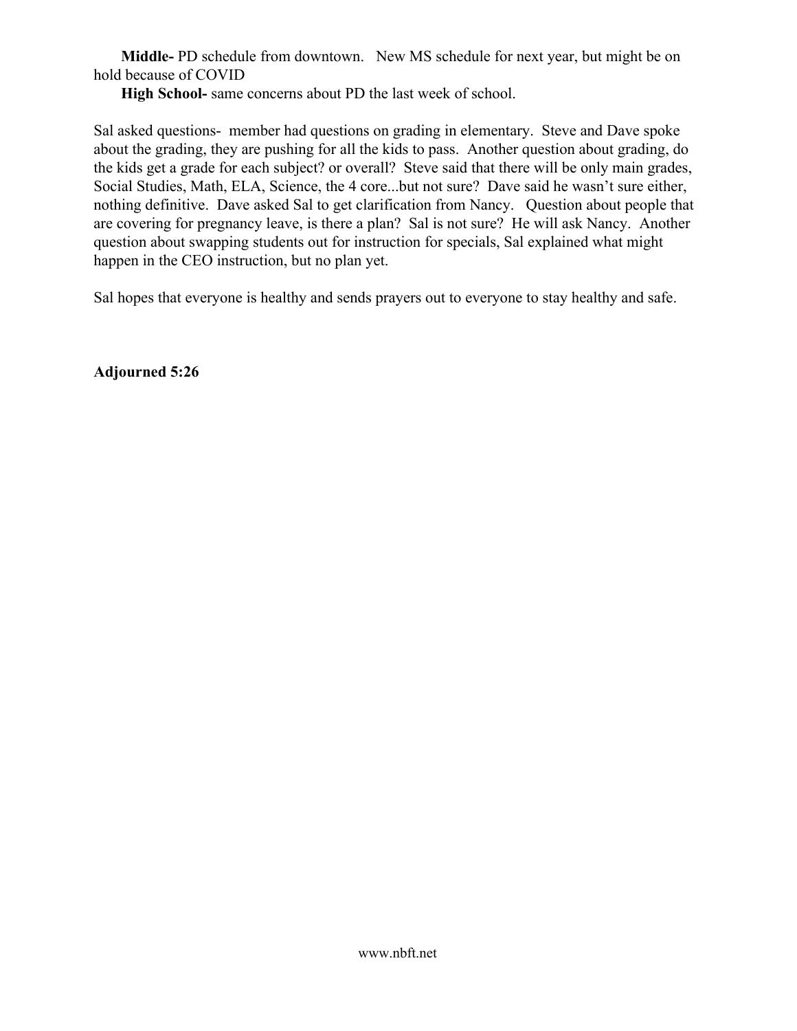**Middle-** PD schedule from downtown. New MS schedule for next year, but might be on hold because of COVID

**High School-** same concerns about PD the last week of school.

Sal asked questions- member had questions on grading in elementary. Steve and Dave spoke about the grading, they are pushing for all the kids to pass. Another question about grading, do the kids get a grade for each subject? or overall? Steve said that there will be only main grades, Social Studies, Math, ELA, Science, the 4 core...but not sure? Dave said he wasn't sure either, nothing definitive. Dave asked Sal to get clarification from Nancy. Question about people that are covering for pregnancy leave, is there a plan? Sal is not sure? He will ask Nancy. Another question about swapping students out for instruction for specials, Sal explained what might happen in the CEO instruction, but no plan yet.

Sal hopes that everyone is healthy and sends prayers out to everyone to stay healthy and safe.

**Adjourned 5:26**